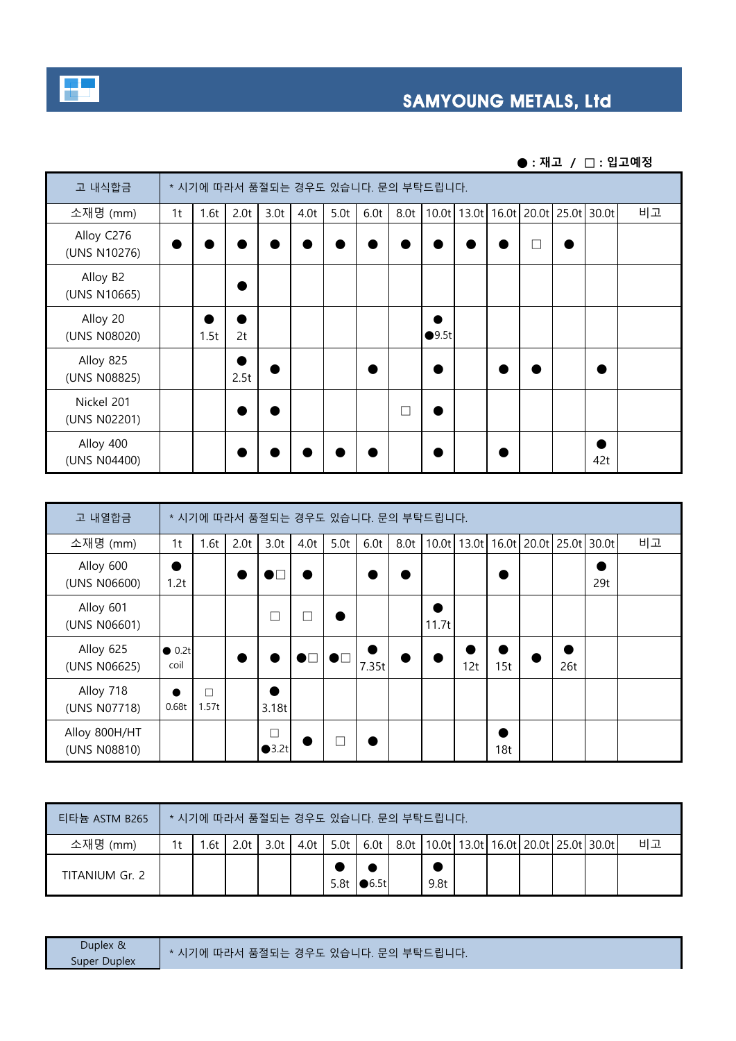SAMYOUNG METALS, Ltd

●: 재고 / □: 입고예정

| 고 내식합금 | * 시기에 따라서 품절되는 경우도 있습니다. 문의 부탁드립니다. | | | | | | | | | | | | | | |
|---|---|---|---|---|---|---|---|---|---|---|---|---|---|---|---|
| 소재명 (mm) | 1t | 1.6t | 2.0t | 3.0t | 4.0t | 5.0t | 6.0t | 8.0t | 10.0t | 13.0t | 16.0t | 20.0t | 25.0t | 30.0t | 비고 |
| Alloy C276 (UNS N10276) | ● | ● | ● | ● | ● | ● | ● | ● | ● | ● | ● | □ | ● | | |
| Alloy B2 (UNS N10665) | | | ● | | | | | | | | | | | | |
| Alloy 20 (UNS N08020) | | ● 1.5t | ● 2t | | | | | | ● ●9.5t | | | | | | |
| Alloy 825 (UNS N08825) | | | ● 2.5t | ● | | | ● | | ● | | ● | ● | | ● | |
| Nickel 201 (UNS N02201) | | | ● | ● | | | | □ | ● | | | | | | |
| Alloy 400 (UNS N04400) | | | ● | ● | ● | ● | ● | | ● | | ● | | | ● 42t | |

| 고 내열합금 | * 시기에 따라서 품절되는 경우도 있습니다. 문의 부탁드립니다. | | | | | | | | | | | | | | |
|---|---|---|---|---|---|---|---|---|---|---|---|---|---|---|---|
| 소재명 (mm) | 1t | 1.6t | 2.0t | 3.0t | 4.0t | 5.0t | 6.0t | 8.0t | 10.0t | 13.0t | 16.0t | 20.0t | 25.0t | 30.0t | 비고 |
| Alloy 600 (UNS N06600) | ● 1.2t | | ● | ●□ | ● | | ● | ● | | | ● | | | ● 29t | |
| Alloy 601 (UNS N06601) | | | | □ | □ | ● | | | ● 11.7t | | | | | | |
| Alloy 625 (UNS N06625) | ● 0.2t coil | | ● | ● | ●□ | ●□ | ● 7.35t | ● | ● | ● 12t | ● 15t | ● | ● 26t | | |
| Alloy 718 (UNS N07718) | ● 0.68t | □ 1.57t | | ● 3.18t | | | | | | | | | | | |
| Alloy 800H/HT (UNS N08810) | | | | □ ●3.2t | ● | □ | ● | | | | ● 18t | | | | |

| 티타늄 ASTM B265 | * 시기에 따라서 품절되는 경우도 있습니다. 문의 부탁드립니다. | | | | | | | | | | | | | | |
|---|---|---|---|---|---|---|---|---|---|---|---|---|---|---|---|
| 소재명 (mm) | 1t | 1.6t | 2.0t | 3.0t | 4.0t | 5.0t | 6.0t | 8.0t | 10.0t | 13.0t | 16.0t | 20.0t | 25.0t | 30.0t | 비고 |
| TITANIUM Gr. 2 | | | | | | ● 5.8t | ● ●6.5t | | ● 9.8t | | | | | | |

| Duplex & Super Duplex | * 시기에 따라서 품절되는 경우도 있습니다. 문의 부탁드립니다. |
|---|---|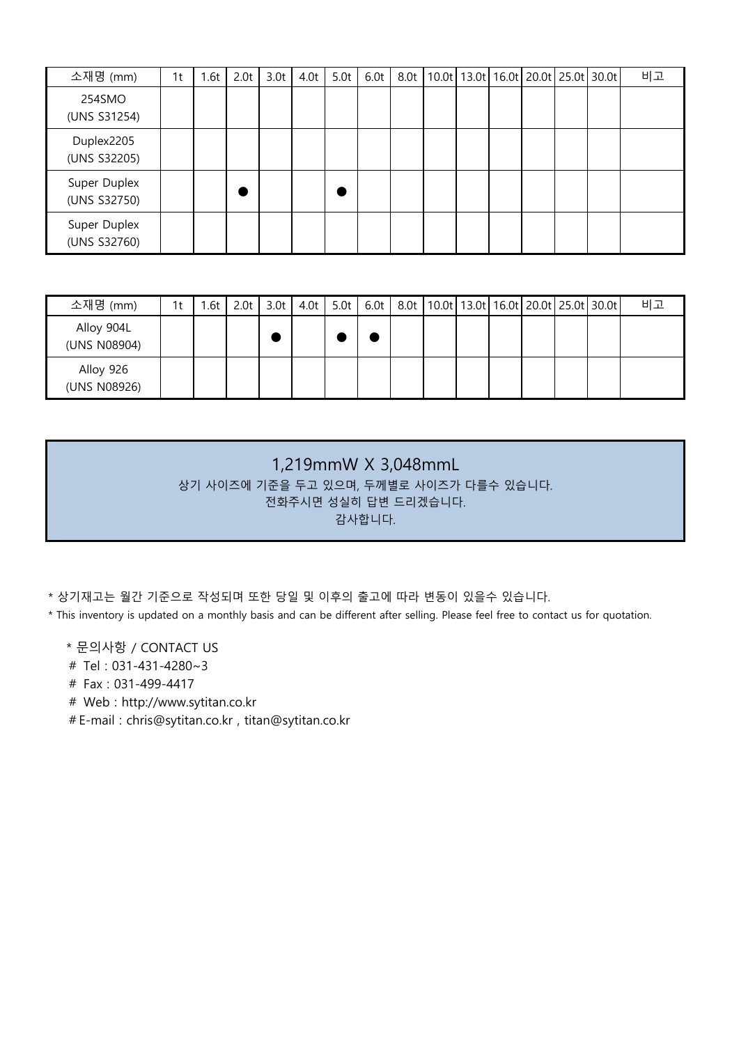| 소재명 (mm) | 1t | 1.6t | 2.0t | 3.0t | 4.0t | 5.0t | 6.0t | 8.0t | 10.0t | 13.0t | 16.0t | 20.0t | 25.0t | 30.0t | 비고 |
|---|---|---|---|---|---|---|---|---|---|---|---|---|---|---|---|
| 254SMO (UNS S31254) | | | | | | | | | | | | | | | |
| Duplex2205 (UNS S32205) | | | | | | | | | | | | | | | |
| Super Duplex (UNS S32750) | | | ● | | | ● | | | | | | | | | |
| Super Duplex (UNS S32760) | | | | | | | | | | | | | | | |

| 소재명 (mm) | 1t | 1.6t | 2.0t | 3.0t | 4.0t | 5.0t | 6.0t | 8.0t | 10.0t | 13.0t | 16.0t | 20.0t | 25.0t | 30.0t | 비고 |
|---|---|---|---|---|---|---|---|---|---|---|---|---|---|---|---|
| Alloy 904L (UNS N08904) | | | | ● | | ● | ● | | | | | | | | |
| Alloy 926 (UNS N08926) | | | | | | | | | | | | | | | |

1,219mmW X 3,048mmL

상기 사이즈에 기준을 두고 있으며, 두께별로 사이즈가 다를수 있습니다.
전화주시면 성실히 답변 드리겠습니다.
감사합니다.

* 상기재고는 월간 기준으로 작성되며 또한 당일 및 이후의 출고에 따라 변동이 있을수 있습니다.

* This inventory is updated on a monthly basis and can be different after selling. Please feel free to contact us for quotation.

* 문의사항 / CONTACT US

# Tel : 031-431-4280~3

# Fax : 031-499-4417

# Web : http://www.sytitan.co.kr

# E-mail : chris@sytitan.co.kr , titan@sytitan.co.kr